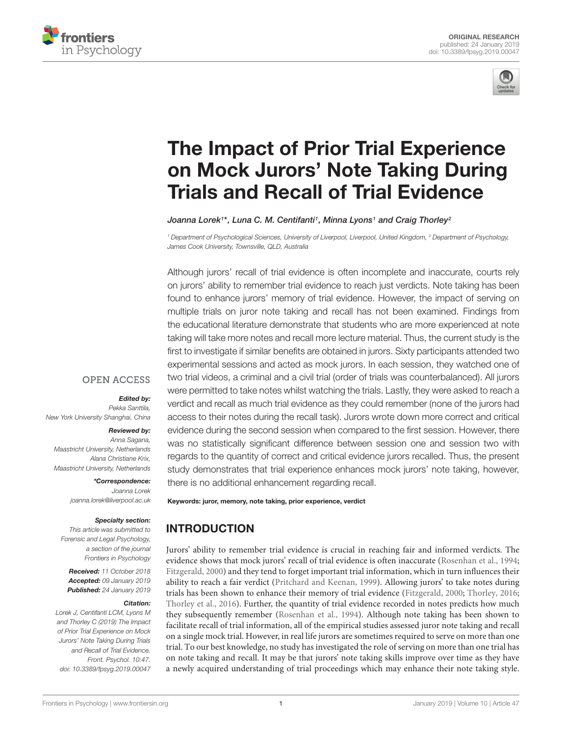ORIGINAL RESEARCH
published: 24 January 2019
doi: 10.3389/fpsyg.2019.00047

# The Impact of Prior Trial Experience on Mock Jurors' Note Taking During Trials and Recall of Trial Evidence

*Joanna Lorek[1]*, Luna C. M. Centifanti[1], Minna Lyons[1] and Craig Thorley[2]*

[1] Department of Psychological Sciences, University of Liverpool, Liverpool, United Kingdom, [2] Department of Psychology, James Cook University, Townsville, QLD, Australia

Although jurors' recall of trial evidence is often incomplete and inaccurate, courts rely on jurors' ability to remember trial evidence to reach just verdicts. Note taking has been found to enhance jurors' memory of trial evidence. However, the impact of serving on multiple trials on juror note taking and recall has not been examined. Findings from the educational literature demonstrate that students who are more experienced at note taking will take more notes and recall more lecture material. Thus, the current study is the first to investigate if similar benefits are obtained in jurors. Sixty participants attended two experimental sessions and acted as mock jurors. In each session, they watched one of two trial videos, a criminal and a civil trial (order of trials was counterbalanced). All jurors were permitted to take notes whilst watching the trials. Lastly, they were asked to reach a verdict and recall as much trial evidence as they could remember (none of the jurors had access to their notes during the recall task). Jurors wrote down more correct and critical evidence during the second session when compared to the first session. However, there was no statistically significant difference between session one and session two with regards to the quantity of correct and critical evidence jurors recalled. Thus, the present study demonstrates that trial experience enhances mock jurors' note taking, however, there is no additional enhancement regarding recall.

**Keywords: juror, memory, note taking, prior experience, verdict**

OPEN ACCESS

***Edited by:***
*Pekka Santtila,*
*New York University Shanghai, China*

***Reviewed by:***
*Anna Sagana,*
*Maastricht University, Netherlands*
*Alana Christiane Krix,*
*Maastricht University, Netherlands*

***\*Correspondence:***
*Joanna Lorek*
*joanna.lorek@liverpool.ac.uk*

***Specialty section:***
*This article was submitted to Forensic and Legal Psychology, a section of the journal Frontiers in Psychology*

***Received:*** *11 October 2018*
***Accepted:*** *09 January 2019*
***Published:*** *24 January 2019*

***Citation:***
*Lorek J, Centifanti LCM, Lyons M and Thorley C (2019) The Impact of Prior Trial Experience on Mock Jurors' Note Taking During Trials and Recall of Trial Evidence. Front. Psychol. 10:47. doi: 10.3389/fpsyg.2019.00047*

## INTRODUCTION

Jurors' ability to remember trial evidence is crucial in reaching fair and informed verdicts. The evidence shows that mock jurors' recall of trial evidence is often inaccurate (Rosenhan et al., 1994; Fitzgerald, 2000) and they tend to forget important trial information, which in turn influences their ability to reach a fair verdict (Pritchard and Keenan, 1999). Allowing jurors' to take notes during trials has been shown to enhance their memory of trial evidence (Fitzgerald, 2000; Thorley, 2016; Thorley et al., 2016). Further, the quantity of trial evidence recorded in notes predicts how much they subsequently remember (Rosenhan et al., 1994). Although note taking has been shown to facilitate recall of trial information, all of the empirical studies assessed juror note taking and recall on a single mock trial. However, in real life jurors are sometimes required to serve on more than one trial. To our best knowledge, no study has investigated the role of serving on more than one trial has on note taking and recall. It may be that jurors' note taking skills improve over time as they have a newly acquired understanding of trial proceedings which may enhance their note taking style.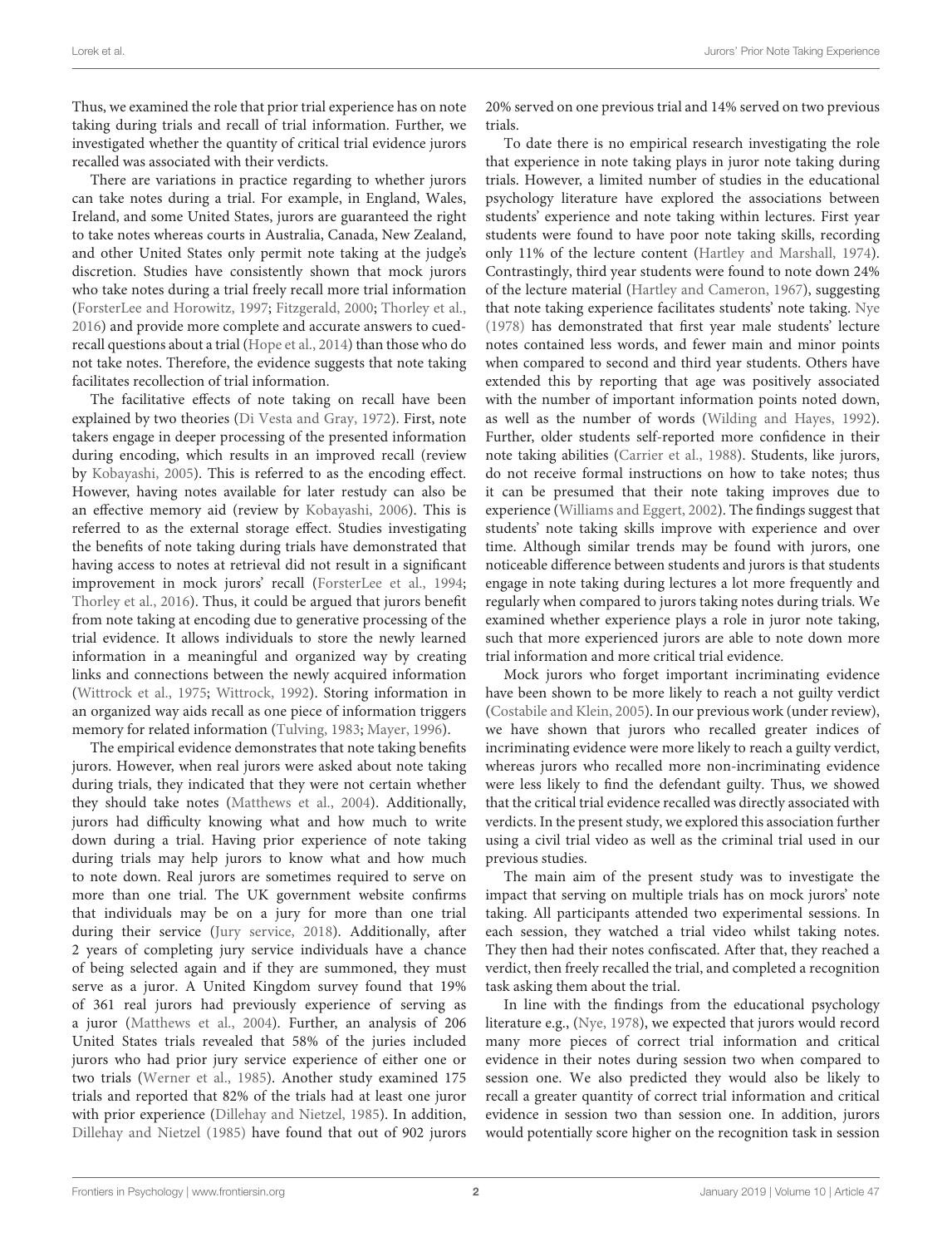Thus, we examined the role that prior trial experience has on note taking during trials and recall of trial information. Further, we investigated whether the quantity of critical trial evidence jurors recalled was associated with their verdicts.

There are variations in practice regarding to whether jurors can take notes during a trial. For example, in England, Wales, Ireland, and some United States, jurors are guaranteed the right to take notes whereas courts in Australia, Canada, New Zealand, and other United States only permit note taking at the judge's discretion. Studies have consistently shown that mock jurors who take notes during a trial freely recall more trial information (ForsterLee and Horowitz, 1997; Fitzgerald, 2000; Thorley et al., 2016) and provide more complete and accurate answers to cued-recall questions about a trial (Hope et al., 2014) than those who do not take notes. Therefore, the evidence suggests that note taking facilitates recollection of trial information.

The facilitative effects of note taking on recall have been explained by two theories (Di Vesta and Gray, 1972). First, note takers engage in deeper processing of the presented information during encoding, which results in an improved recall (review by Kobayashi, 2005). This is referred to as the encoding effect. However, having notes available for later restudy can also be an effective memory aid (review by Kobayashi, 2006). This is referred to as the external storage effect. Studies investigating the benefits of note taking during trials have demonstrated that having access to notes at retrieval did not result in a significant improvement in mock jurors' recall (ForsterLee et al., 1994; Thorley et al., 2016). Thus, it could be argued that jurors benefit from note taking at encoding due to generative processing of the trial evidence. It allows individuals to store the newly learned information in a meaningful and organized way by creating links and connections between the newly acquired information (Wittrock et al., 1975; Wittrock, 1992). Storing information in an organized way aids recall as one piece of information triggers memory for related information (Tulving, 1983; Mayer, 1996).

The empirical evidence demonstrates that note taking benefits jurors. However, when real jurors were asked about note taking during trials, they indicated that they were not certain whether they should take notes (Matthews et al., 2004). Additionally, jurors had difficulty knowing what and how much to write down during a trial. Having prior experience of note taking during trials may help jurors to know what and how much to note down. Real jurors are sometimes required to serve on more than one trial. The UK government website confirms that individuals may be on a jury for more than one trial during their service (Jury service, 2018). Additionally, after 2 years of completing jury service individuals have a chance of being selected again and if they are summoned, they must serve as a juror. A United Kingdom survey found that 19% of 361 real jurors had previously experience of serving as a juror (Matthews et al., 2004). Further, an analysis of 206 United States trials revealed that 58% of the juries included jurors who had prior jury service experience of either one or two trials (Werner et al., 1985). Another study examined 175 trials and reported that 82% of the trials had at least one juror with prior experience (Dillehay and Nietzel, 1985). In addition, Dillehay and Nietzel (1985) have found that out of 902 jurors 20% served on one previous trial and 14% served on two previous trials.

To date there is no empirical research investigating the role that experience in note taking plays in juror note taking during trials. However, a limited number of studies in the educational psychology literature have explored the associations between students' experience and note taking within lectures. First year students were found to have poor note taking skills, recording only 11% of the lecture content (Hartley and Marshall, 1974). Contrastingly, third year students were found to note down 24% of the lecture material (Hartley and Cameron, 1967), suggesting that note taking experience facilitates students' note taking. Nye (1978) has demonstrated that first year male students' lecture notes contained less words, and fewer main and minor points when compared to second and third year students. Others have extended this by reporting that age was positively associated with the number of important information points noted down, as well as the number of words (Wilding and Hayes, 1992). Further, older students self-reported more confidence in their note taking abilities (Carrier et al., 1988). Students, like jurors, do not receive formal instructions on how to take notes; thus it can be presumed that their note taking improves due to experience (Williams and Eggert, 2002). The findings suggest that students' note taking skills improve with experience and over time. Although similar trends may be found with jurors, one noticeable difference between students and jurors is that students engage in note taking during lectures a lot more frequently and regularly when compared to jurors taking notes during trials. We examined whether experience plays a role in juror note taking, such that more experienced jurors are able to note down more trial information and more critical trial evidence.

Mock jurors who forget important incriminating evidence have been shown to be more likely to reach a not guilty verdict (Costabile and Klein, 2005). In our previous work (under review), we have shown that jurors who recalled greater indices of incriminating evidence were more likely to reach a guilty verdict, whereas jurors who recalled more non-incriminating evidence were less likely to find the defendant guilty. Thus, we showed that the critical trial evidence recalled was directly associated with verdicts. In the present study, we explored this association further using a civil trial video as well as the criminal trial used in our previous studies.

The main aim of the present study was to investigate the impact that serving on multiple trials has on mock jurors' note taking. All participants attended two experimental sessions. In each session, they watched a trial video whilst taking notes. They then had their notes confiscated. After that, they reached a verdict, then freely recalled the trial, and completed a recognition task asking them about the trial.

In line with the findings from the educational psychology literature e.g., (Nye, 1978), we expected that jurors would record many more pieces of correct trial information and critical evidence in their notes during session two when compared to session one. We also predicted they would also be likely to recall a greater quantity of correct trial information and critical evidence in session two than session one. In addition, jurors would potentially score higher on the recognition task in session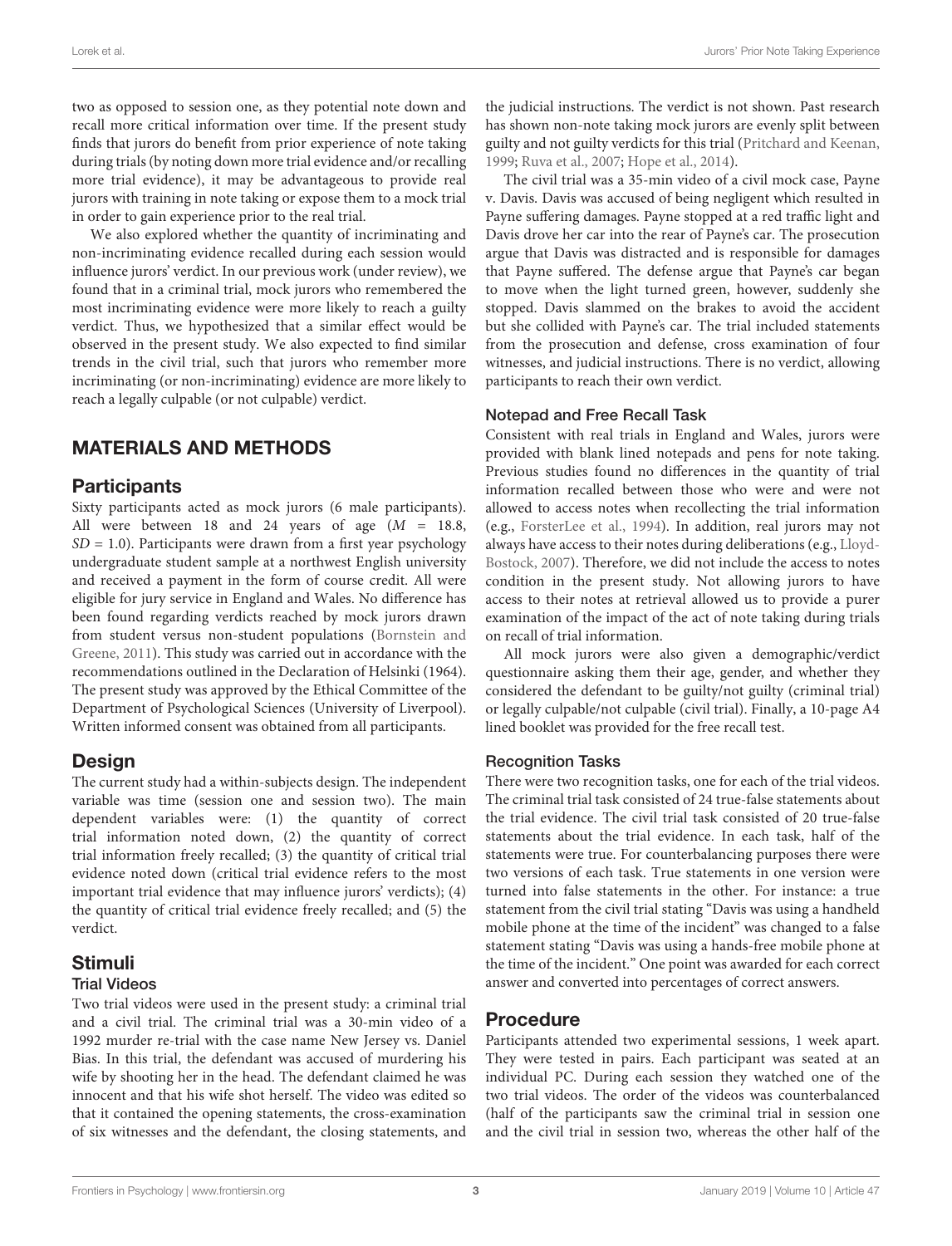two as opposed to session one, as they potential note down and recall more critical information over time. If the present study finds that jurors do benefit from prior experience of note taking during trials (by noting down more trial evidence and/or recalling more trial evidence), it may be advantageous to provide real jurors with training in note taking or expose them to a mock trial in order to gain experience prior to the real trial.

We also explored whether the quantity of incriminating and non-incriminating evidence recalled during each session would influence jurors' verdict. In our previous work (under review), we found that in a criminal trial, mock jurors who remembered the most incriminating evidence were more likely to reach a guilty verdict. Thus, we hypothesized that a similar effect would be observed in the present study. We also expected to find similar trends in the civil trial, such that jurors who remember more incriminating (or non-incriminating) evidence are more likely to reach a legally culpable (or not culpable) verdict.

## MATERIALS AND METHODS

### Participants

Sixty participants acted as mock jurors (6 male participants). All were between 18 and 24 years of age ($M$ = 18.8, $SD$ = 1.0). Participants were drawn from a first year psychology undergraduate student sample at a northwest English university and received a payment in the form of course credit. All were eligible for jury service in England and Wales. No difference has been found regarding verdicts reached by mock jurors drawn from student versus non-student populations (Bornstein and Greene, 2011). This study was carried out in accordance with the recommendations outlined in the Declaration of Helsinki (1964). The present study was approved by the Ethical Committee of the Department of Psychological Sciences (University of Liverpool). Written informed consent was obtained from all participants.

### Design

The current study had a within-subjects design. The independent variable was time (session one and session two). The main dependent variables were: (1) the quantity of correct trial information noted down, (2) the quantity of correct trial information freely recalled; (3) the quantity of critical trial evidence noted down (critical trial evidence refers to the most important trial evidence that may influence jurors' verdicts); (4) the quantity of critical trial evidence freely recalled; and (5) the verdict.

### Stimuli

#### Trial Videos

Two trial videos were used in the present study: a criminal trial and a civil trial. The criminal trial was a 30-min video of a 1992 murder re-trial with the case name New Jersey vs. Daniel Bias. In this trial, the defendant was accused of murdering his wife by shooting her in the head. The defendant claimed he was innocent and that his wife shot herself. The video was edited so that it contained the opening statements, the cross-examination of six witnesses and the defendant, the closing statements, and the judicial instructions. The verdict is not shown. Past research has shown non-note taking mock jurors are evenly split between guilty and not guilty verdicts for this trial (Pritchard and Keenan, 1999; Ruva et al., 2007; Hope et al., 2014).

The civil trial was a 35-min video of a civil mock case, Payne v. Davis. Davis was accused of being negligent which resulted in Payne suffering damages. Payne stopped at a red traffic light and Davis drove her car into the rear of Payne's car. The prosecution argue that Davis was distracted and is responsible for damages that Payne suffered. The defense argue that Payne's car began to move when the light turned green, however, suddenly she stopped. Davis slammed on the brakes to avoid the accident but she collided with Payne's car. The trial included statements from the prosecution and defense, cross examination of four witnesses, and judicial instructions. There is no verdict, allowing participants to reach their own verdict.

#### Notepad and Free Recall Task

Consistent with real trials in England and Wales, jurors were provided with blank lined notepads and pens for note taking. Previous studies found no differences in the quantity of trial information recalled between those who were and were not allowed to access notes when recollecting the trial information (e.g., ForsterLee et al., 1994). In addition, real jurors may not always have access to their notes during deliberations (e.g., Lloyd-Bostock, 2007). Therefore, we did not include the access to notes condition in the present study. Not allowing jurors to have access to their notes at retrieval allowed us to provide a purer examination of the impact of the act of note taking during trials on recall of trial information.

All mock jurors were also given a demographic/verdict questionnaire asking them their age, gender, and whether they considered the defendant to be guilty/not guilty (criminal trial) or legally culpable/not culpable (civil trial). Finally, a 10-page A4 lined booklet was provided for the free recall test.

#### Recognition Tasks

There were two recognition tasks, one for each of the trial videos. The criminal trial task consisted of 24 true-false statements about the trial evidence. The civil trial task consisted of 20 true-false statements about the trial evidence. In each task, half of the statements were true. For counterbalancing purposes there were two versions of each task. True statements in one version were turned into false statements in the other. For instance: a true statement from the civil trial stating "Davis was using a handheld mobile phone at the time of the incident" was changed to a false statement stating "Davis was using a hands-free mobile phone at the time of the incident." One point was awarded for each correct answer and converted into percentages of correct answers.

### Procedure

Participants attended two experimental sessions, 1 week apart. They were tested in pairs. Each participant was seated at an individual PC. During each session they watched one of the two trial videos. The order of the videos was counterbalanced (half of the participants saw the criminal trial in session one and the civil trial in session two, whereas the other half of the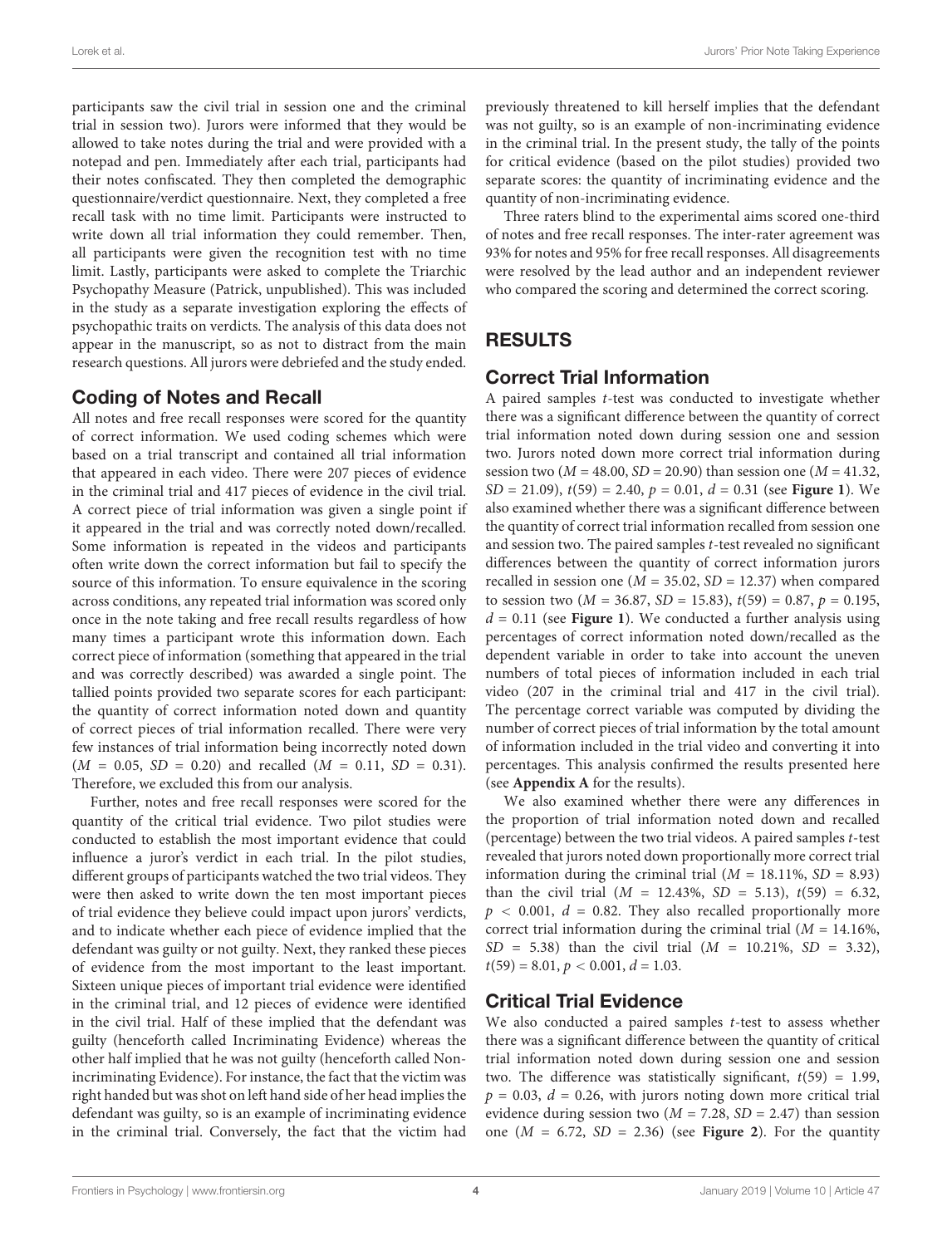participants saw the civil trial in session one and the criminal trial in session two). Jurors were informed that they would be allowed to take notes during the trial and were provided with a notepad and pen. Immediately after each trial, participants had their notes confiscated. They then completed the demographic questionnaire/verdict questionnaire. Next, they completed a free recall task with no time limit. Participants were instructed to write down all trial information they could remember. Then, all participants were given the recognition test with no time limit. Lastly, participants were asked to complete the Triarchic Psychopathy Measure (Patrick, unpublished). This was included in the study as a separate investigation exploring the effects of psychopathic traits on verdicts. The analysis of this data does not appear in the manuscript, so as not to distract from the main research questions. All jurors were debriefed and the study ended.

## Coding of Notes and Recall

All notes and free recall responses were scored for the quantity of correct information. We used coding schemes which were based on a trial transcript and contained all trial information that appeared in each video. There were 207 pieces of evidence in the criminal trial and 417 pieces of evidence in the civil trial. A correct piece of trial information was given a single point if it appeared in the trial and was correctly noted down/recalled. Some information is repeated in the videos and participants often write down the correct information but fail to specify the source of this information. To ensure equivalence in the scoring across conditions, any repeated trial information was scored only once in the note taking and free recall results regardless of how many times a participant wrote this information down. Each correct piece of information (something that appeared in the trial and was correctly described) was awarded a single point. The tallied points provided two separate scores for each participant: the quantity of correct information noted down and quantity of correct pieces of trial information recalled. There were very few instances of trial information being incorrectly noted down ($M$ = 0.05, $SD$ = 0.20) and recalled ($M$ = 0.11, $SD$ = 0.31). Therefore, we excluded this from our analysis.

Further, notes and free recall responses were scored for the quantity of the critical trial evidence. Two pilot studies were conducted to establish the most important evidence that could influence a juror's verdict in each trial. In the pilot studies, different groups of participants watched the two trial videos. They were then asked to write down the ten most important pieces of trial evidence they believe could impact upon jurors' verdicts, and to indicate whether each piece of evidence implied that the defendant was guilty or not guilty. Next, they ranked these pieces of evidence from the most important to the least important. Sixteen unique pieces of important trial evidence were identified in the criminal trial, and 12 pieces of evidence were identified in the civil trial. Half of these implied that the defendant was guilty (henceforth called Incriminating Evidence) whereas the other half implied that he was not guilty (henceforth called Non-incriminating Evidence). For instance, the fact that the victim was right handed but was shot on left hand side of her head implies the defendant was guilty, so is an example of incriminating evidence in the criminal trial. Conversely, the fact that the victim had previously threatened to kill herself implies that the defendant was not guilty, so is an example of non-incriminating evidence in the criminal trial. In the present study, the tally of the points for critical evidence (based on the pilot studies) provided two separate scores: the quantity of incriminating evidence and the quantity of non-incriminating evidence.

Three raters blind to the experimental aims scored one-third of notes and free recall responses. The inter-rater agreement was 93% for notes and 95% for free recall responses. All disagreements were resolved by the lead author and an independent reviewer who compared the scoring and determined the correct scoring.

# RESULTS

## Correct Trial Information

A paired samples $t$-test was conducted to investigate whether there was a significant difference between the quantity of correct trial information noted down during session one and session two. Jurors noted down more correct trial information during session two ($M$ = 48.00, $SD$ = 20.90) than session one ($M$ = 41.32, $SD$ = 21.09), $t(59)$ = 2.40, $p$ = 0.01, $d$ = 0.31 (see **Figure 1**). We also examined whether there was a significant difference between the quantity of correct trial information recalled from session one and session two. The paired samples $t$-test revealed no significant differences between the quantity of correct information jurors recalled in session one ($M$ = 35.02, $SD$ = 12.37) when compared to session two ($M$ = 36.87, $SD$ = 15.83), $t(59)$ = 0.87, $p$ = 0.195, $d$ = 0.11 (see **Figure 1**). We conducted a further analysis using percentages of correct information noted down/recalled as the dependent variable in order to take into account the uneven numbers of total pieces of information included in each trial video (207 in the criminal trial and 417 in the civil trial). The percentage correct variable was computed by dividing the number of correct pieces of trial information by the total amount of information included in the trial video and converting it into percentages. This analysis confirmed the results presented here (see **Appendix A** for the results).

We also examined whether there were any differences in the proportion of trial information noted down and recalled (percentage) between the two trial videos. A paired samples $t$-test revealed that jurors noted down proportionally more correct trial information during the criminal trial ($M$ = 18.11%, $SD$ = 8.93) than the civil trial ($M$ = 12.43%, $SD$ = 5.13), $t(59)$ = 6.32, $p < 0.001$, $d$ = 0.82. They also recalled proportionally more correct trial information during the criminal trial ($M$ = 14.16%, $SD$ = 5.38) than the civil trial ($M$ = 10.21%, $SD$ = 3.32), $t(59)$ = 8.01, $p < 0.001$, $d$ = 1.03.

## Critical Trial Evidence

We also conducted a paired samples $t$-test to assess whether there was a significant difference between the quantity of critical trial information noted down during session one and session two. The difference was statistically significant, $t(59)$ = 1.99, $p$ = 0.03, $d$ = 0.26, with jurors noting down more critical trial evidence during session two ($M$ = 7.28, $SD$ = 2.47) than session one ($M$ = 6.72, $SD$ = 2.36) (see **Figure 2**). For the quantity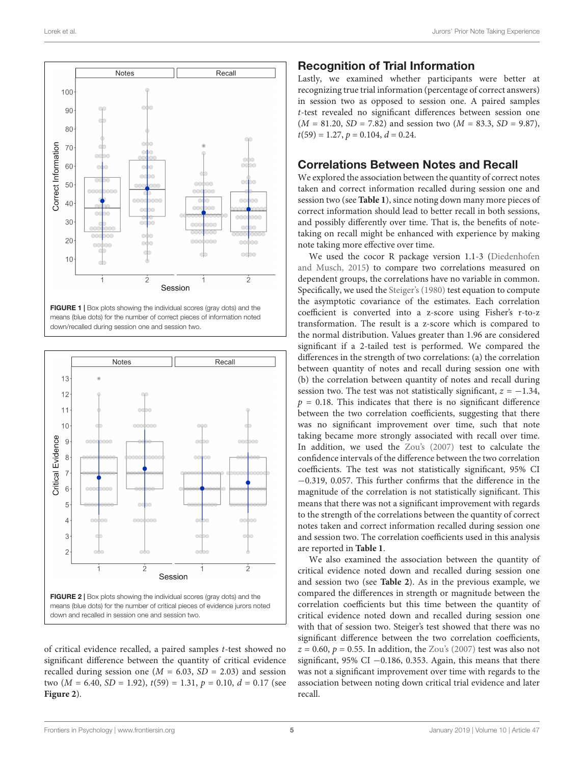FIGURE 1 | Box plots showing the individual scores (gray dots) and the means (blue dots) for the number of correct pieces of information noted down/recalled during session one and session two.

FIGURE 2 | Box plots showing the individual scores (gray dots) and the means (blue dots) for the number of critical pieces of evidence jurors noted down and recalled in session one and session two.

of critical evidence recalled, a paired samples *t*-test showed no significant difference between the quantity of critical evidence recalled during session one ($M = 6.03$, $SD = 2.03$) and session two ($M = 6.40$, $SD = 1.92$), $t(59) = 1.31$, $p = 0.10$, $d = 0.17$ (see **Figure 2**).

## Recognition of Trial Information

Lastly, we examined whether participants were better at recognizing true trial information (percentage of correct answers) in session two as opposed to session one. A paired samples *t*-test revealed no significant differences between session one ($M = 81.20$, $SD = 7.82$) and session two ($M = 83.3$, $SD = 9.87$), $t(59) = 1.27$, $p = 0.104$, $d = 0.24$.

## Correlations Between Notes and Recall

We explored the association between the quantity of correct notes taken and correct information recalled during session one and session two (see **Table 1**), since noting down many more pieces of correct information should lead to better recall in both sessions, and possibly differently over time. That is, the benefits of note-taking on recall might be enhanced with experience by making note taking more effective over time.

We used the cocor R package version 1.1-3 (Diedenhofen and Musch, 2015) to compare two correlations measured on dependent groups, the correlations have no variable in common. Specifically, we used the Steiger's (1980) test equation to compute the asymptotic covariance of the estimates. Each correlation coefficient is converted into a z-score using Fisher's r-to-z transformation. The result is a z-score which is compared to the normal distribution. Values greater than 1.96 are considered significant if a 2-tailed test is performed. We compared the differences in the strength of two correlations: (a) the correlation between quantity of notes and recall during session one with (b) the correlation between quantity of notes and recall during session two. The test was not statistically significant, $z = -1.34$, $p = 0.18$. This indicates that there is no significant difference between the two correlation coefficients, suggesting that there was no significant improvement over time, such that note taking became more strongly associated with recall over time. In addition, we used the Zou's (2007) test to calculate the confidence intervals of the difference between the two correlation coefficients. The test was not statistically significant, 95% CI −0.319, 0.057. This further confirms that the difference in the magnitude of the correlation is not statistically significant. This means that there was not a significant improvement with regards to the strength of the correlations between the quantity of correct notes taken and correct information recalled during session one and session two. The correlation coefficients used in this analysis are reported in **Table 1**.

We also examined the association between the quantity of critical evidence noted down and recalled during session one and session two (see **Table 2**). As in the previous example, we compared the differences in strength or magnitude between the correlation coefficients but this time between the quantity of critical evidence noted down and recalled during session one with that of session two. Steiger's test showed that there was no significant difference between the two correlation coefficients, $z = 0.60$, $p = 0.55$. In addition, the Zou's (2007) test was also not significant, 95% CI −0.186, 0.353. Again, this means that there was not a significant improvement over time with regards to the association between noting down critical trial evidence and later recall.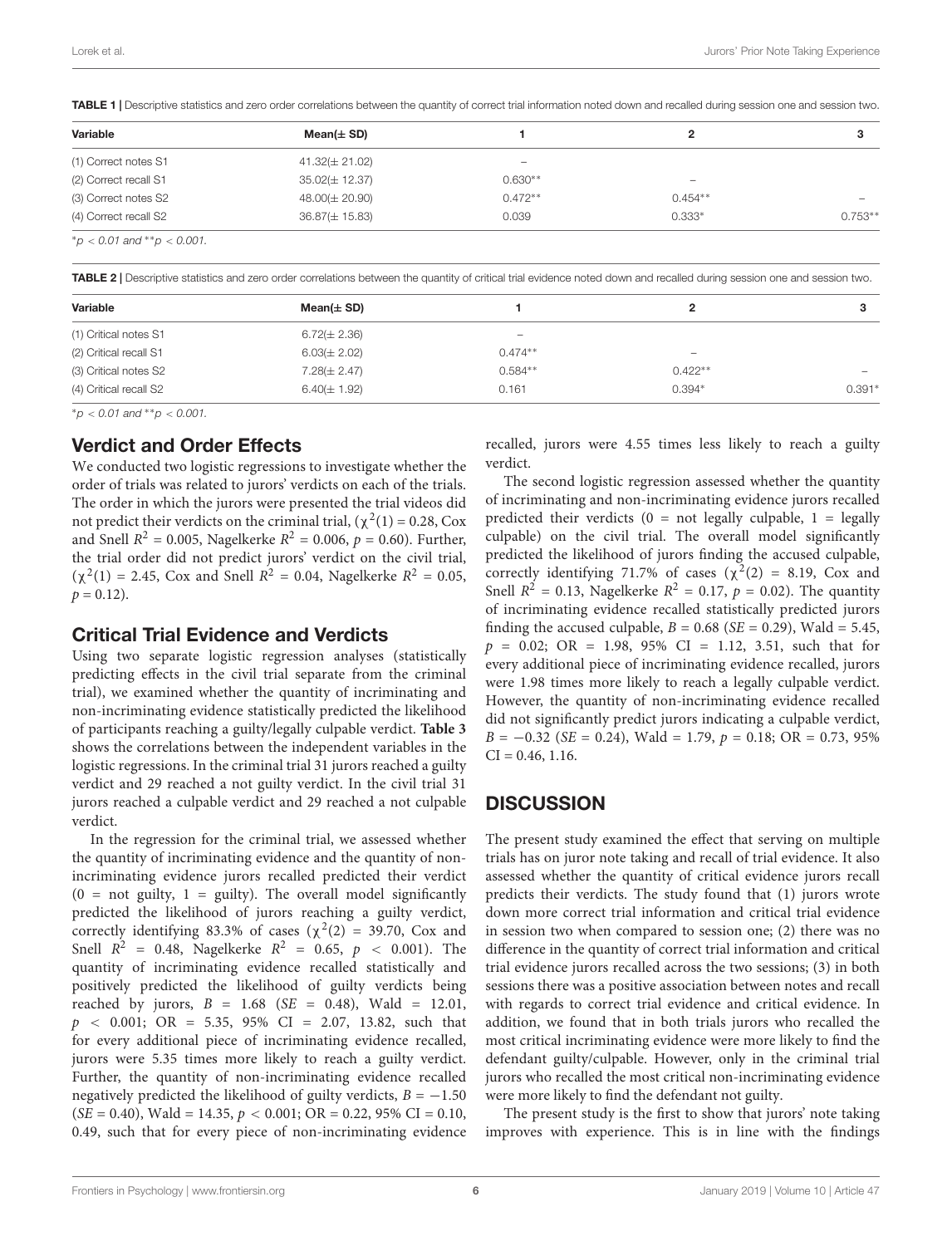**TABLE 1 |** Descriptive statistics and zero order correlations between the quantity of correct trial information noted down and recalled during session one and session two.

| Variable | Mean(± SD) | 1 | 2 | 3 |
|---|---|---|---|---|
| (1) Correct notes S1 | 41.32(± 21.02) | – | | |
| (2) Correct recall S1 | 35.02(± 12.37) | 0.630** | – | |
| (3) Correct notes S2 | 48.00(± 20.90) | 0.472** | 0.454** | – |
| (4) Correct recall S2 | 36.87(± 15.83) | 0.039 | 0.333* | 0.753** |

*$p < 0.01$ and **$p < 0.001$.

**TABLE 2 |** Descriptive statistics and zero order correlations between the quantity of critical trial evidence noted down and recalled during session one and session two.

| Variable | Mean(± SD) | 1 | 2 | 3 |
|---|---|---|---|---|
| (1) Critical notes S1 | 6.72(± 2.36) | – | | |
| (2) Critical recall S1 | 6.03(± 2.02) | 0.474** | – | |
| (3) Critical notes S2 | 7.28(± 2.47) | 0.584** | 0.422** | – |
| (4) Critical recall S2 | 6.40(± 1.92) | 0.161 | 0.394* | 0.391* |

*$p < 0.01$ and **$p < 0.001$.

## Verdict and Order Effects

We conducted two logistic regressions to investigate whether the order of trials was related to jurors' verdicts on each of the trials. The order in which the jurors were presented the trial videos did not predict their verdicts on the criminal trial, ($\chi^2(1) = 0.28$, Cox and Snell $R^2 = 0.005$, Nagelkerke $R^2 = 0.006$, $p = 0.60$). Further, the trial order did not predict jurors' verdict on the civil trial, ($\chi^2(1) = 2.45$, Cox and Snell $R^2 = 0.04$, Nagelkerke $R^2 = 0.05$, $p = 0.12$).

## Critical Trial Evidence and Verdicts

Using two separate logistic regression analyses (statistically predicting effects in the civil trial separate from the criminal trial), we examined whether the quantity of incriminating and non-incriminating evidence statistically predicted the likelihood of participants reaching a guilty/legally culpable verdict. **Table 3** shows the correlations between the independent variables in the logistic regressions. In the criminal trial 31 jurors reached a guilty verdict and 29 reached a not guilty verdict. In the civil trial 31 jurors reached a culpable verdict and 29 reached a not culpable verdict.

In the regression for the criminal trial, we assessed whether the quantity of incriminating evidence and the quantity of non-incriminating evidence jurors recalled predicted their verdict (0 = not guilty, 1 = guilty). The overall model significantly predicted the likelihood of jurors reaching a guilty verdict, correctly identifying 83.3% of cases ($\chi^2(2) = 39.70$, Cox and Snell $R^2 = 0.48$, Nagelkerke $R^2 = 0.65$, $p < 0.001$). The quantity of incriminating evidence recalled statistically and positively predicted the likelihood of guilty verdicts being reached by jurors, $B = 1.68$ ($SE = 0.48$), Wald = 12.01, $p < 0.001$; OR = 5.35, 95% CI = 2.07, 13.82, such that for every additional piece of incriminating evidence recalled, jurors were 5.35 times more likely to reach a guilty verdict. Further, the quantity of non-incriminating evidence recalled negatively predicted the likelihood of guilty verdicts, $B = -1.50$ ($SE = 0.40$), Wald = 14.35, $p < 0.001$; OR = 0.22, 95% CI = 0.10, 0.49, such that for every piece of non-incriminating evidence recalled, jurors were 4.55 times less likely to reach a guilty verdict.

The second logistic regression assessed whether the quantity of incriminating and non-incriminating evidence jurors recalled predicted their verdicts (0 = not legally culpable, 1 = legally culpable) on the civil trial. The overall model significantly predicted the likelihood of jurors finding the accused culpable, correctly identifying 71.7% of cases ($\chi^2(2) = 8.19$, Cox and Snell $R^2 = 0.13$, Nagelkerke $R^2 = 0.17$, $p = 0.02$). The quantity of incriminating evidence recalled statistically predicted jurors finding the accused culpable, $B = 0.68$ ($SE = 0.29$), Wald = 5.45, $p = 0.02$; OR = 1.98, 95% CI = 1.12, 3.51, such that for every additional piece of incriminating evidence recalled, jurors were 1.98 times more likely to reach a legally culpable verdict. However, the quantity of non-incriminating evidence recalled did not significantly predict jurors indicating a culpable verdict, $B = -0.32$ ($SE = 0.24$), Wald = 1.79, $p = 0.18$; OR = 0.73, 95% CI = 0.46, 1.16.

# DISCUSSION

The present study examined the effect that serving on multiple trials has on juror note taking and recall of trial evidence. It also assessed whether the quantity of critical evidence jurors recall predicts their verdicts. The study found that (1) jurors wrote down more correct trial information and critical trial evidence in session two when compared to session one; (2) there was no difference in the quantity of correct trial information and critical trial evidence jurors recalled across the two sessions; (3) in both sessions there was a positive association between notes and recall with regards to correct trial evidence and critical evidence. In addition, we found that in both trials jurors who recalled the most critical incriminating evidence were more likely to find the defendant guilty/culpable. However, only in the criminal trial jurors who recalled the most critical non-incriminating evidence were more likely to find the defendant not guilty.

The present study is the first to show that jurors' note taking improves with experience. This is in line with the findings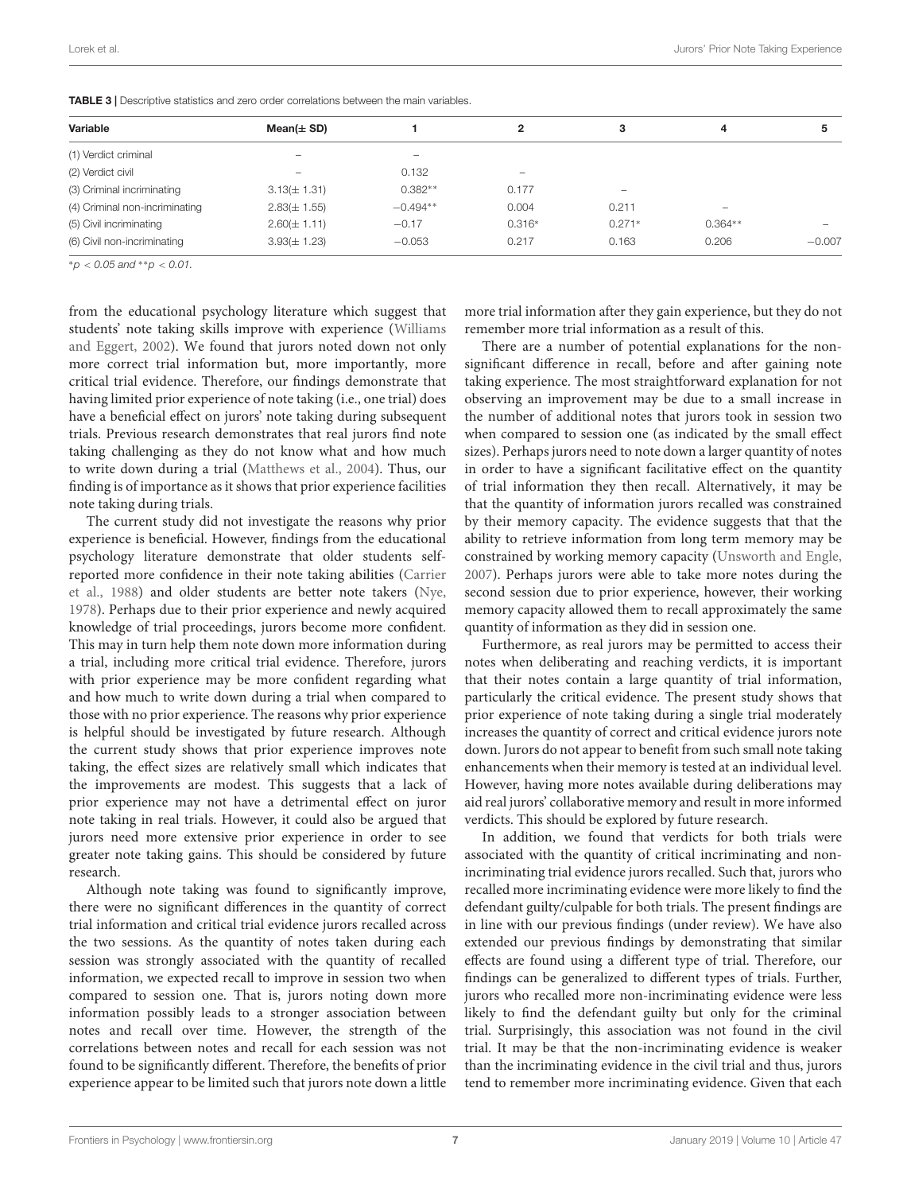**TABLE 3** | Descriptive statistics and zero order correlations between the main variables.

| Variable | Mean(± SD) | 1 | 2 | 3 | 4 | 5 |
|---|---|---|---|---|---|---|
| (1) Verdict criminal | – | – | | | | |
| (2) Verdict civil | – | 0.132 | – | | | |
| (3) Criminal incriminating | 3.13(± 1.31) | 0.382** | 0.177 | – | | |
| (4) Criminal non-incriminating | 2.83(± 1.55) | −0.494** | 0.004 | 0.211 | – | |
| (5) Civil incriminating | 2.60(± 1.11) | −0.17 | 0.316* | 0.271* | 0.364** | – |
| (6) Civil non-incriminating | 3.93(± 1.23) | −0.053 | 0.217 | 0.163 | 0.206 | −0.007 |

*$p < 0.05$ and **$p < 0.01$.

from the educational psychology literature which suggest that students' note taking skills improve with experience (Williams and Eggert, 2002). We found that jurors noted down not only more correct trial information but, more importantly, more critical trial evidence. Therefore, our findings demonstrate that having limited prior experience of note taking (i.e., one trial) does have a beneficial effect on jurors' note taking during subsequent trials. Previous research demonstrates that real jurors find note taking challenging as they do not know what and how much to write down during a trial (Matthews et al., 2004). Thus, our finding is of importance as it shows that prior experience facilities note taking during trials.

The current study did not investigate the reasons why prior experience is beneficial. However, findings from the educational psychology literature demonstrate that older students self-reported more confidence in their note taking abilities (Carrier et al., 1988) and older students are better note takers (Nye, 1978). Perhaps due to their prior experience and newly acquired knowledge of trial proceedings, jurors become more confident. This may in turn help them note down more information during a trial, including more critical trial evidence. Therefore, jurors with prior experience may be more confident regarding what and how much to write down during a trial when compared to those with no prior experience. The reasons why prior experience is helpful should be investigated by future research. Although the current study shows that prior experience improves note taking, the effect sizes are relatively small which indicates that the improvements are modest. This suggests that a lack of prior experience may not have a detrimental effect on juror note taking in real trials. However, it could also be argued that jurors need more extensive prior experience in order to see greater note taking gains. This should be considered by future research.

Although note taking was found to significantly improve, there were no significant differences in the quantity of correct trial information and critical trial evidence jurors recalled across the two sessions. As the quantity of notes taken during each session was strongly associated with the quantity of recalled information, we expected recall to improve in session two when compared to session one. That is, jurors noting down more information possibly leads to a stronger association between notes and recall over time. However, the strength of the correlations between notes and recall for each session was not found to be significantly different. Therefore, the benefits of prior experience appear to be limited such that jurors note down a little more trial information after they gain experience, but they do not remember more trial information as a result of this.

There are a number of potential explanations for the non-significant difference in recall, before and after gaining note taking experience. The most straightforward explanation for not observing an improvement may be due to a small increase in the number of additional notes that jurors took in session two when compared to session one (as indicated by the small effect sizes). Perhaps jurors need to note down a larger quantity of notes in order to have a significant facilitative effect on the quantity of trial information they then recall. Alternatively, it may be that the quantity of information jurors recalled was constrained by their memory capacity. The evidence suggests that that the ability to retrieve information from long term memory may be constrained by working memory capacity (Unsworth and Engle, 2007). Perhaps jurors were able to take more notes during the second session due to prior experience, however, their working memory capacity allowed them to recall approximately the same quantity of information as they did in session one.

Furthermore, as real jurors may be permitted to access their notes when deliberating and reaching verdicts, it is important that their notes contain a large quantity of trial information, particularly the critical evidence. The present study shows that prior experience of note taking during a single trial moderately increases the quantity of correct and critical evidence jurors note down. Jurors do not appear to benefit from such small note taking enhancements when their memory is tested at an individual level. However, having more notes available during deliberations may aid real jurors' collaborative memory and result in more informed verdicts. This should be explored by future research.

In addition, we found that verdicts for both trials were associated with the quantity of critical incriminating and non-incriminating trial evidence jurors recalled. Such that, jurors who recalled more incriminating evidence were more likely to find the defendant guilty/culpable for both trials. The present findings are in line with our previous findings (under review). We have also extended our previous findings by demonstrating that similar effects are found using a different type of trial. Therefore, our findings can be generalized to different types of trials. Further, jurors who recalled more non-incriminating evidence were less likely to find the defendant guilty but only for the criminal trial. Surprisingly, this association was not found in the civil trial. It may be that the non-incriminating evidence is weaker than the incriminating evidence in the civil trial and thus, jurors tend to remember more incriminating evidence. Given that each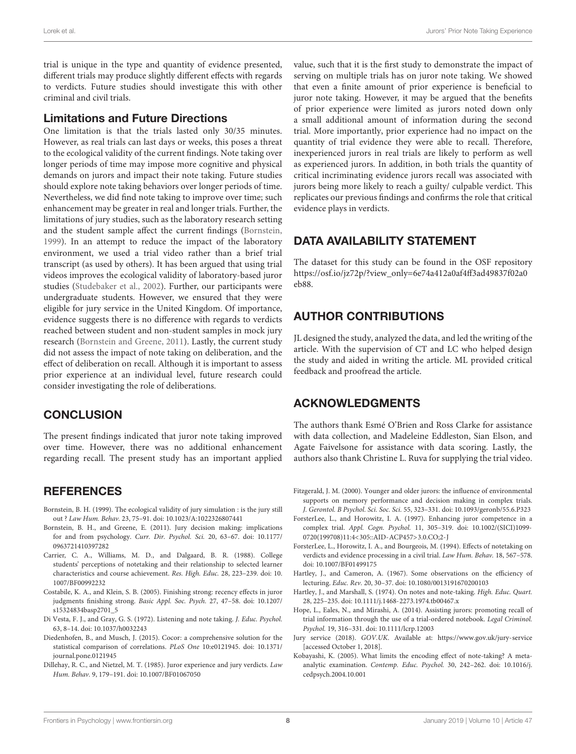trial is unique in the type and quantity of evidence presented, different trials may produce slightly different effects with regards to verdicts. Future studies should investigate this with other criminal and civil trials.

### Limitations and Future Directions

One limitation is that the trials lasted only 30/35 minutes. However, as real trials can last days or weeks, this poses a threat to the ecological validity of the current findings. Note taking over longer periods of time may impose more cognitive and physical demands on jurors and impact their note taking. Future studies should explore note taking behaviors over longer periods of time. Nevertheless, we did find note taking to improve over time; such enhancement may be greater in real and longer trials. Further, the limitations of jury studies, such as the laboratory research setting and the student sample affect the current findings (Bornstein, 1999). In an attempt to reduce the impact of the laboratory environment, we used a trial video rather than a brief trial transcript (as used by others). It has been argued that using trial videos improves the ecological validity of laboratory-based juror studies (Studebaker et al., 2002). Further, our participants were undergraduate students. However, we ensured that they were eligible for jury service in the United Kingdom. Of importance, evidence suggests there is no difference with regards to verdicts reached between student and non-student samples in mock jury research (Bornstein and Greene, 2011). Lastly, the current study did not assess the impact of note taking on deliberation, and the effect of deliberation on recall. Although it is important to assess prior experience at an individual level, future research could consider investigating the role of deliberations.

## CONCLUSION

The present findings indicated that juror note taking improved over time. However, there was no additional enhancement regarding recall. The present study has an important applied value, such that it is the first study to demonstrate the impact of serving on multiple trials has on juror note taking. We showed that even a finite amount of prior experience is beneficial to juror note taking. However, it may be argued that the benefits of prior experience were limited as jurors noted down only a small additional amount of information during the second trial. More importantly, prior experience had no impact on the quantity of trial evidence they were able to recall. Therefore, inexperienced jurors in real trials are likely to perform as well as experienced jurors. In addition, in both trials the quantity of critical incriminating evidence jurors recall was associated with jurors being more likely to reach a guilty/ culpable verdict. This replicates our previous findings and confirms the role that critical evidence plays in verdicts.

## DATA AVAILABILITY STATEMENT

The dataset for this study can be found in the OSF repository https://osf.io/jz72p/?view_only=6e74a412a0af4ff3ad49837f02a0eb88.

## AUTHOR CONTRIBUTIONS

JL designed the study, analyzed the data, and led the writing of the article. With the supervision of CT and LC who helped design the study and aided in writing the article. ML provided critical feedback and proofread the article.

## ACKNOWLEDGMENTS

The authors thank Esmé O'Brien and Ross Clarke for assistance with data collection, and Madeleine Eddleston, Sian Elson, and Agate Faivelsone for assistance with data scoring. Lastly, the authors also thank Christine L. Ruva for supplying the trial video.

## REFERENCES

Bornstein, B. H. (1999). The ecological validity of jury simulation : is the jury still out ? *Law Hum. Behav.* 23, 75–91. doi: 10.1023/A:1022326807441

Bornstein, B. H., and Greene, E. (2011). Jury decision making: implications for and from psychology. *Curr. Dir. Psychol. Sci.* 20, 63–67. doi: 10.1177/0963721410397282

Carrier, C. A., Williams, M. D., and Dalgaard, B. R. (1988). College students' perceptions of notetaking and their relationship to selected learner characteristics and course achievement. *Res. High. Educ.* 28, 223–239. doi: 10.1007/BF00992232

Costabile, K. A., and Klein, S. B. (2005). Finishing strong: recency effects in juror judgments finishing strong. *Basic Appl. Soc. Psych.* 27, 47–58. doi: 10.1207/s15324834basp2701_5

Di Vesta, F. J., and Gray, G. S. (1972). Listening and note taking. *J. Educ. Psychol.* 63, 8–14. doi: 10.1037/h0032243

Diedenhofen, B., and Musch, J. (2015). Cocor: a comprehensive solution for the statistical comparison of correlations. *PLoS One* 10:e0121945. doi: 10.1371/journal.pone.0121945

Dillehay, R. C., and Nietzel, M. T. (1985). Juror experience and jury verdicts. *Law Hum. Behav.* 9, 179–191. doi: 10.1007/BF01067050

Fitzgerald, J. M. (2000). Younger and older jurors: the influence of environmental supports on memory performance and decision making in complex trials. *J. Gerontol. B Psychol. Sci. Soc. Sci.* 55, 323–331. doi: 10.1093/geronb/55.6.P323

ForsterLee, L., and Horowitz, I. A. (1997). Enhancing juror competence in a complex trial. *Appl. Cogn. Psychol.* 11, 305–319. doi: 10.1002/(SICI)1099-0720(199708)11:4<305::AID-ACP457>3.0.CO;2-J

ForsterLee, L., Horowitz, I. A., and Bourgeois, M. (1994). Effects of notetaking on verdicts and evidence processing in a civil trial. *Law Hum. Behav.* 18, 567–578. doi: 10.1007/BF01499175

Hartley, J., and Cameron, A. (1967). Some observations on the efficiency of lecturing. *Educ. Rev.* 20, 30–37. doi: 10.1080/0013191670200103

Hartley, J., and Marshall, S. (1974). On notes and note-taking. *High. Educ. Quart.* 28, 225–235. doi: 10.1111/j.1468-2273.1974.tb00467.x

Hope, L., Eales, N., and Mirashi, A. (2014). Assisting jurors: promoting recall of trial information through the use of a trial-ordered notebook. *Legal Criminol. Psychol.* 19, 316–331. doi: 10.1111/lcrp.12003

Jury service (2018). *GOV.UK.* Available at: https://www.gov.uk/jury-service [accessed October 1, 2018].

Kobayashi, K. (2005). What limits the encoding effect of note-taking? A meta-analytic examination. *Contemp. Educ. Psychol.* 30, 242–262. doi: 10.1016/j.cedpsych.2004.10.001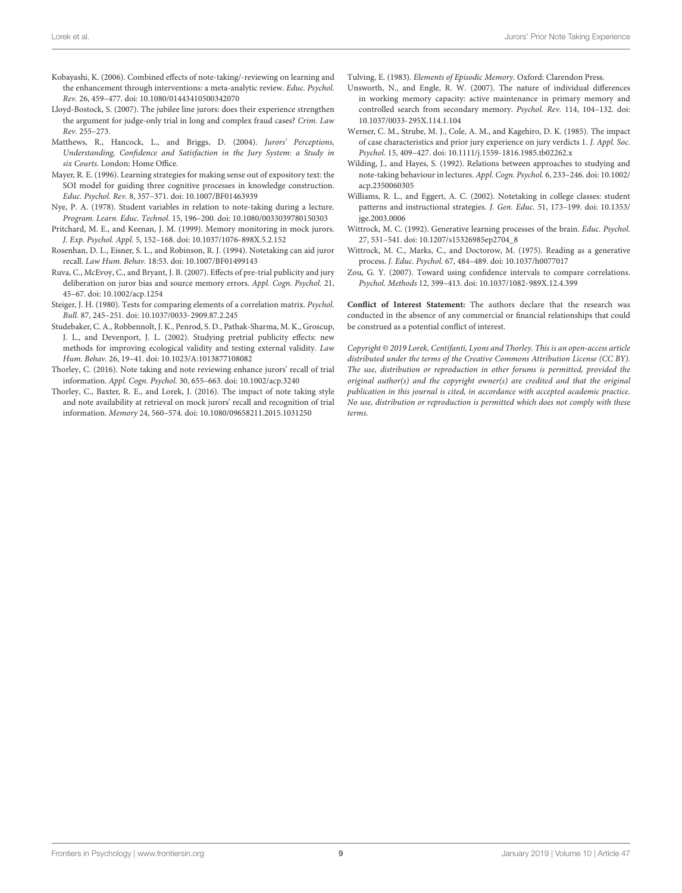Kobayashi, K. (2006). Combined effects of note-taking/-reviewing on learning and the enhancement through interventions: a meta-analytic review. *Educ. Psychol. Rev.* 26, 459–477. doi: 10.1080/01443410500342070

Lloyd-Bostock, S. (2007). The jubilee line jurors: does their experience strengthen the argument for judge-only trial in long and complex fraud cases? *Crim. Law Rev.* 255–273.

Matthews, R., Hancock, L., and Briggs, D. (2004). *Jurors' Perceptions, Understanding, Confidence and Satisfaction in the Jury System: a Study in six Courts*. London: Home Office.

Mayer, R. E. (1996). Learning strategies for making sense out of expository text: the SOI model for guiding three cognitive processes in knowledge construction. *Educ. Psychol. Rev.* 8, 357–371. doi: 10.1007/BF01463939

Nye, P. A. (1978). Student variables in relation to note-taking during a lecture. *Program. Learn. Educ. Technol.* 15, 196–200. doi: 10.1080/0033039780150303

Pritchard, M. E., and Keenan, J. M. (1999). Memory monitoring in mock jurors. *J. Exp. Psychol. Appl.* 5, 152–168. doi: 10.1037/1076-898X.5.2.152

Rosenhan, D. L., Eisner, S. L., and Robinson, R. J. (1994). Notetaking can aid juror recall. *Law Hum. Behav.* 18:53. doi: 10.1007/BF01499143

Ruva, C., McEvoy, C., and Bryant, J. B. (2007). Effects of pre-trial publicity and jury deliberation on juror bias and source memory errors. *Appl. Cogn. Psychol.* 21, 45–67. doi: 10.1002/acp.1254

Steiger, J. H. (1980). Tests for comparing elements of a correlation matrix. *Psychol. Bull.* 87, 245–251. doi: 10.1037/0033-2909.87.2.245

Studebaker, C. A., Robbennolt, J. K., Penrod, S. D., Pathak-Sharma, M. K., Groscup, J. L., and Devenport, J. L. (2002). Studying pretrial publicity effects: new methods for improving ecological validity and testing external validity. *Law Hum. Behav.* 26, 19–41. doi: 10.1023/A:1013877108082

Thorley, C. (2016). Note taking and note reviewing enhance jurors' recall of trial information. *Appl. Cogn. Psychol.* 30, 655–663. doi: 10.1002/acp.3240

Thorley, C., Baxter, R. E., and Lorek, J. (2016). The impact of note taking style and note availability at retrieval on mock jurors' recall and recognition of trial information. *Memory* 24, 560–574. doi: 10.1080/09658211.2015.1031250

Tulving, E. (1983). *Elements of Episodic Memory*. Oxford: Clarendon Press.

Unsworth, N., and Engle, R. W. (2007). The nature of individual differences in working memory capacity: active maintenance in primary memory and controlled search from secondary memory. *Psychol. Rev.* 114, 104–132. doi: 10.1037/0033-295X.114.1.104

Werner, C. M., Strube, M. J., Cole, A. M., and Kagehiro, D. K. (1985). The impact of case characteristics and prior jury experience on jury verdicts 1. *J. Appl. Soc. Psychol.* 15, 409–427. doi: 10.1111/j.1559-1816.1985.tb02262.x

Wilding, J., and Hayes, S. (1992). Relations between approaches to studying and note-taking behaviour in lectures. *Appl. Cogn. Psychol.* 6, 233–246. doi: 10.1002/acp.2350060305

Williams, R. L., and Eggert, A. C. (2002). Notetaking in college classes: student patterns and instructional strategies. *J. Gen. Educ.* 51, 173–199. doi: 10.1353/jge.2003.0006

Wittrock, M. C. (1992). Generative learning processes of the brain. *Educ. Psychol.* 27, 531–541. doi: 10.1207/s15326985ep2704_8

Wittrock, M. C., Marks, C., and Doctorow, M. (1975). Reading as a generative process. *J. Educ. Psychol.* 67, 484–489. doi: 10.1037/h0077017

Zou, G. Y. (2007). Toward using confidence intervals to compare correlations. *Psychol. Methods* 12, 399–413. doi: 10.1037/1082-989X.12.4.399

**Conflict of Interest Statement:** The authors declare that the research was conducted in the absence of any commercial or financial relationships that could be construed as a potential conflict of interest.

*Copyright © 2019 Lorek, Centifanti, Lyons and Thorley. This is an open-access article distributed under the terms of the Creative Commons Attribution License (CC BY). The use, distribution or reproduction in other forums is permitted, provided the original author(s) and the copyright owner(s) are credited and that the original publication in this journal is cited, in accordance with accepted academic practice. No use, distribution or reproduction is permitted which does not comply with these terms.*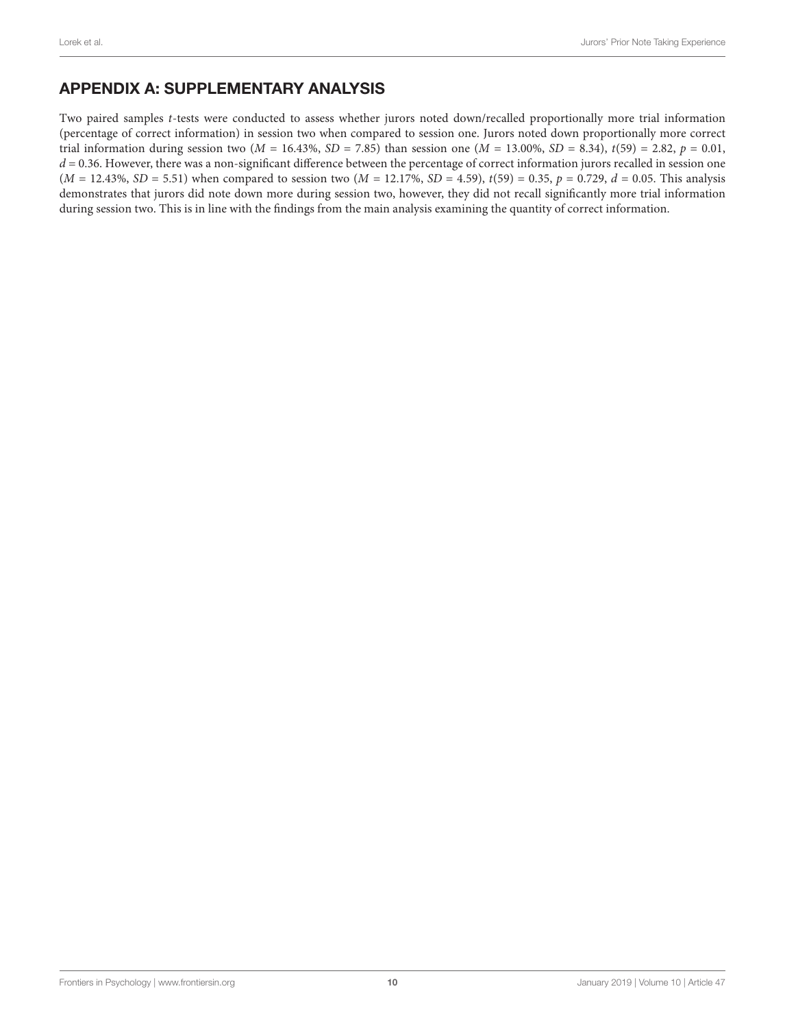## APPENDIX A: SUPPLEMENTARY ANALYSIS

Two paired samples $t$-tests were conducted to assess whether jurors noted down/recalled proportionally more trial information (percentage of correct information) in session two when compared to session one. Jurors noted down proportionally more correct trial information during session two ($M$ = 16.43%, $SD$ = 7.85) than session one ($M$ = 13.00%, $SD$ = 8.34), $t(59) = 2.82$, $p = 0.01$, $d = 0.36$. However, there was a non-significant difference between the percentage of correct information jurors recalled in session one ($M$ = 12.43%, $SD$ = 5.51) when compared to session two ($M$ = 12.17%, $SD$ = 4.59), $t(59) = 0.35$, $p = 0.729$, $d = 0.05$. This analysis demonstrates that jurors did note down more during session two, however, they did not recall significantly more trial information during session two. This is in line with the findings from the main analysis examining the quantity of correct information.